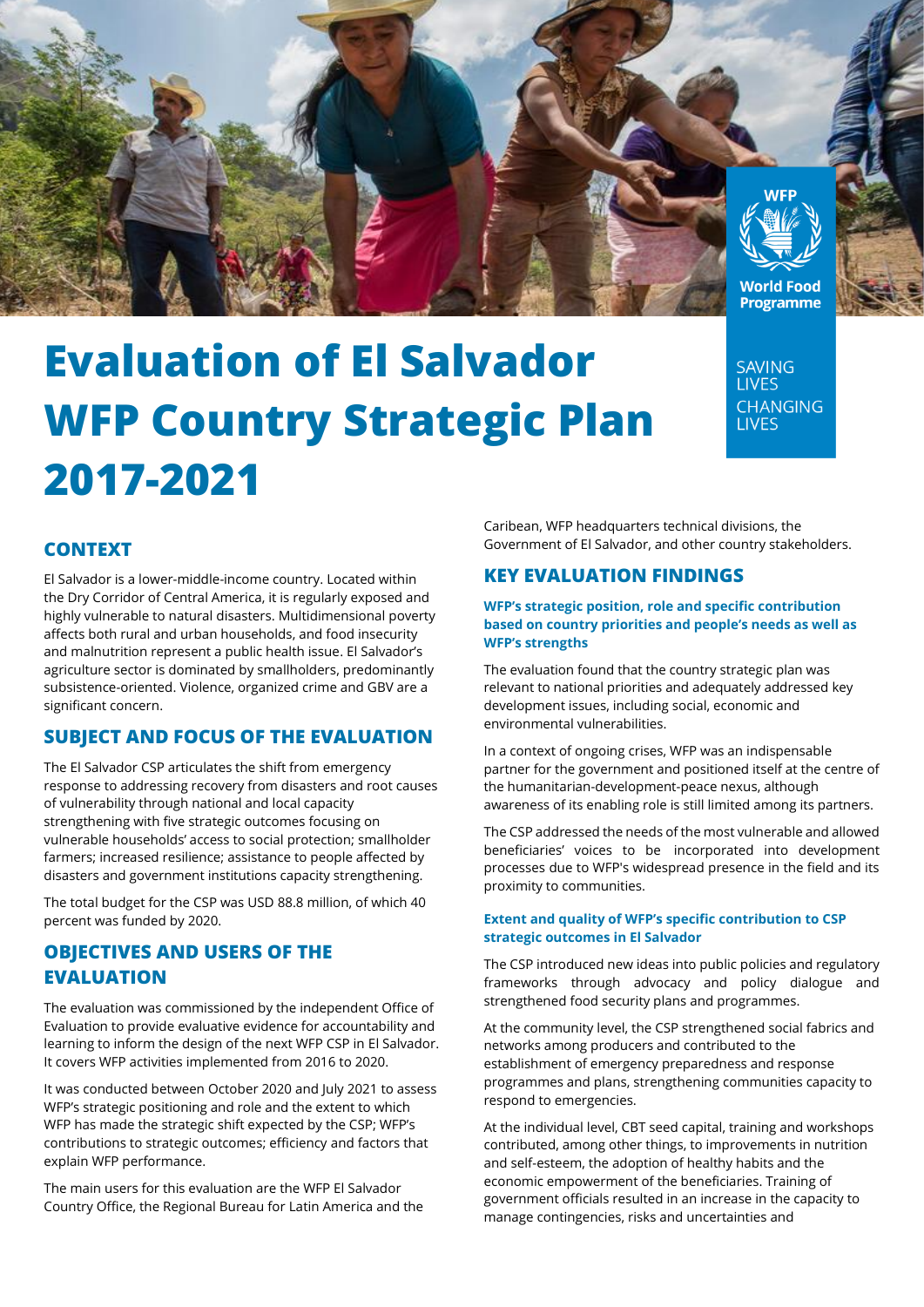# Evaluation of El Salvador WFP Country Strategic Plan 2017-2021

## CONTEXT

El Salvador is a lower-middle-income country. Located within the Dry Corridor of Central America, it is regularly exposed and highly vulnerable to natural disasters. Multidimensional poverty affects both rural and urban households, and food insecurity and malnutrition represent a public health issue. El Salvador's agriculture sector is dominated by smallholders, predominantly subsistence-oriented. Violence, organized crime and GBV are a significant concern.

## SUBJECT AND FOCUS OF THE EVALUATION

The El Salvador CSP articulates the shift from emergency response to addressing recovery from disasters and root causes of vulnerability through national and local capacity strengthening with five strategic outcomes focusing on vulnerable households' access to social protection; smallholder farmers; increased resilience; assistance to people affected by disasters and government institutions capacity strengthening.

The total budget for the CSP was USD 88.8 million, of which 40 percent was funded by 2020.

## OBJECTIVES AND USERS OF THE EVALUATION

The evaluation was commissioned by the independent Office of Evaluation to provide evaluative evidence for accountability and learning to inform the design of the next WFP CSP in El Salvador. It covers WFP activities implemented from 2016 to 2020.

It was conducted between October 2020 and July 2021 to assess WFP's strategic positioning and role and the extent to which WFP has made the strategic shift expected by the CSP; WFP's contributions to strategic outcomes; efficiency and factors that explain WFP performance.

The main users for this evaluation are the WFP El Salvador Country Office, the Regional Bureau for Latin America and the Caribean, WFP headquarters technical divisions, the Government of El Salvador, and other country stakeholders.

## KEY EVALUATION FINDINGS

### WFP's strategic position, role and specific contribution based on country priorities and people's needs as well as WFP's strengths

The evaluation found that the country strategic plan was relevant to national priorities and adequately addressed key development issues, including social, economic and environmental vulnerabilities.

In a context of ongoing crises, WFP was an indispensable partner for the government and positioned itself at the centre of the humanitarian-development-peace nexus, although awareness of its enabling role is still limited among its partners.

The CSP addressed the needs of the most vulnerable and allowed beneficiaries' voices to be incorporated into development processes due to WFP's widespread presence in the field and its proximity to communities.

### Extent and quality of WFP's specific contribution to CSP strategic outcomes in El Salvador

The CSP introduced new ideas into public policies and regulatory frameworks through advocacy and policy dialogue and strengthened food security plans and programmes.

At the community level, the CSP strengthened social fabrics and networks among producers and contributed to the establishment of emergency preparedness and response programmes and plans, strengthening communities capacity to respond to emergencies.

At the individual level, CBT seed capital, training and workshops contributed, among other things, to improvements in nutrition and self-esteem, the adoption of healthy habits and the economic empowerment of the beneficiaries. Training of government officials resulted in an increase in the capacity to manage contingencies, risks and uncertainties and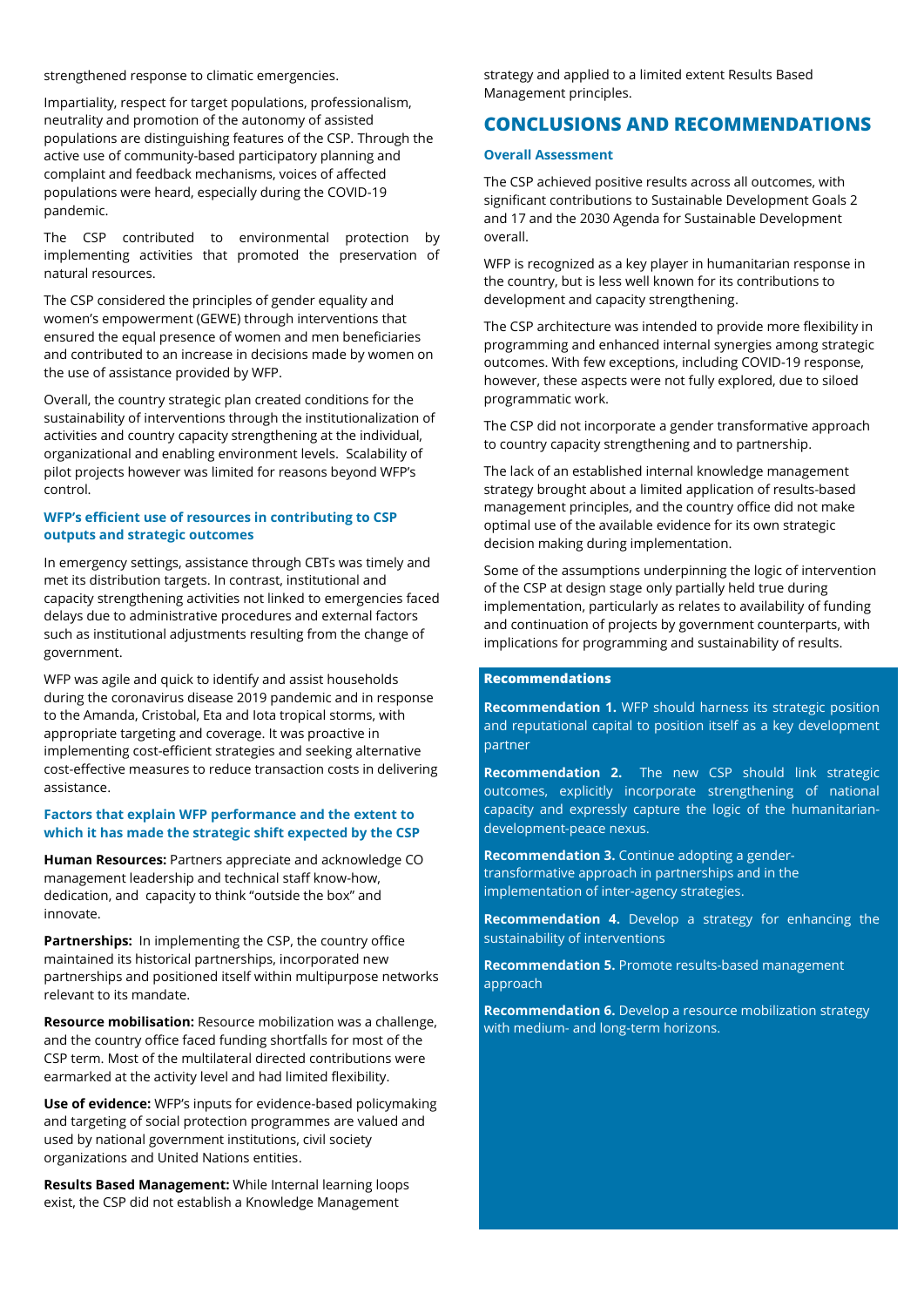strengthened response to climatic emergencies.

Impartiality, respect for target populations, professionalism, neutrality and promotion of the autonomy of assisted populations are distinguishing features of the CSP. Through the active use of community-based participatory planning and complaint and feedback mechanisms, voices of affected populations were heard, especially during the COVID-19 pandemic.

The CSP contributed to environmental protection by implementing activities that promoted the preservation of natural resources.

The CSP considered the principles of gender equality and women's empowerment (GEWE) through interventions that ensured the equal presence of women and men beneficiaries and contributed to an increase in decisions made by women on the use of assistance provided by WFP.

Overall, the country strategic plan created conditions for the sustainability of interventions through the institutionalization of activities and country capacity strengthening at the individual, organizational and enabling environment levels. Scalability of pilot projects however was limited for reasons beyond WFP's control.

### WFP's efficient use of resources in contributing to CSP outputs and strategic outcomes

In emergency settings, assistance through CBTs was timely and met its distribution targets. In contrast, institutional and capacity strengthening activities not linked to emergencies faced delays due to administrative procedures and external factors such as institutional adjustments resulting from the change of government.

WFP was agile and quick to identify and assist households during the coronavirus disease 2019 pandemic and in response to the Amanda, Cristobal, Eta and Iota tropical storms, with appropriate targeting and coverage. It was proactive in implementing cost-efficient strategies and seeking alternative cost-effective measures to reduce transaction costs in delivering assistance.

### Factors that explain WFP performance and the extent to which it has made the strategic shift expected by the CSP

**Human Resources:** Partners appreciate and acknowledge CO management leadership and technical staff know-how, dedication, and capacity to think "outside the box" and innovate.

**Partnerships:** In implementing the CSP, the country office maintained its historical partnerships, incorporated new partnerships and positioned itself within multipurpose networks relevant to its mandate.

**Resource mobilisation:** Resource mobilization was a challenge, and the country office faced funding shortfalls for most of the CSP term. Most of the multilateral directed contributions were earmarked at the activity level and had limited flexibility.

**Use of evidence:** WFP's inputs for evidence-based policymaking and targeting of social protection programmes are valued and used by national government institutions, civil society organizations and United Nations entities.

**Results Based Management:** While Internal learning loops exist, the CSP did not establish a Knowledge Management strategy and applied to a limited extent Results Based Management principles.

## CONCLUSIONS AND RECOMMENDATIONS

### Overall Assessment

The CSP achieved positive results across all outcomes, with significant contributions to Sustainable Development Goals 2 and 17 and the 2030 Agenda for Sustainable Development overall.

WFP is recognized as a key player in humanitarian response in the country, but is less well known for its contributions to development and capacity strengthening.

The CSP architecture was intended to provide more flexibility in programming and enhanced internal synergies among strategic outcomes. With few exceptions, including COVID-19 response, however, these aspects were not fully explored, due to siloed programmatic work.

The CSP did not incorporate a gender transformative approach to country capacity strengthening and to partnership.

The lack of an established internal knowledge management strategy brought about a limited application of results-based management principles, and the country office did not make optimal use of the available evidence for its own strategic decision making during implementation.

Some of the assumptions underpinning the logic of intervention of the CSP at design stage only partially held true during implementation, particularly as relates to availability of funding and continuation of projects by government counterparts, with implications for programming and sustainability of results.

### Recommendations

**Recommendation 1.** WFP should harness its strategic position and reputational capital to position itself as a key development partner

**Recommendation 2.** The new CSP should link strategic outcomes, explicitly incorporate strengthening of national capacity and expressly capture the logic of the humanitarian-development-peace nexus.

**Recommendation 3.** Continue adopting a gender-transformative approach in partnerships and in the implementation of inter-agency strategies.

**Recommendation 4.** Develop a strategy for enhancing the sustainability of interventions

**Recommendation 5.** Promote results-based management approach

**Recommendation 6.** Develop a resource mobilization strategy with medium- and long-term horizons.